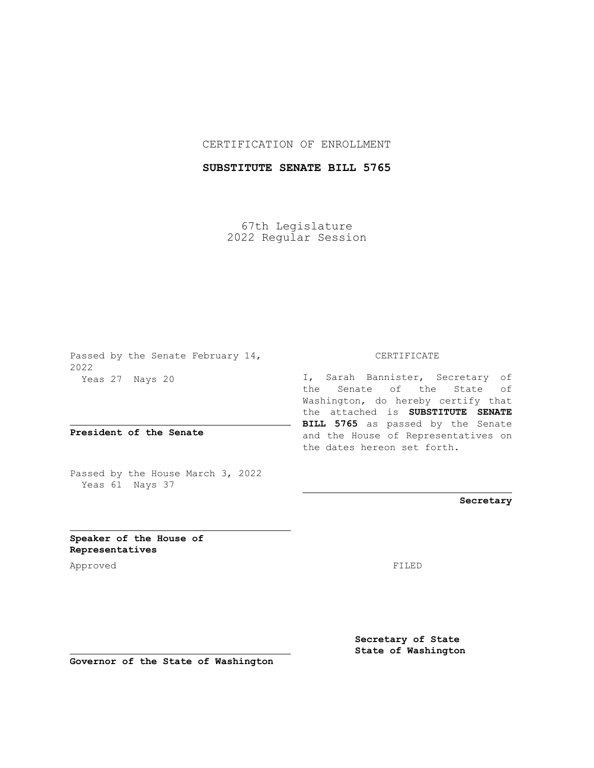CERTIFICATION OF ENROLLMENT

**SUBSTITUTE SENATE BILL 5765**

67th Legislature
2022 Regular Session

Passed by the Senate February 14, 2022
Yeas 27 Nays 20

**President of the Senate**

Passed by the House March 3, 2022
Yeas 61 Nays 37

**Speaker of the House of Representatives**

Approved

**Governor of the State of Washington**

CERTIFICATE

I, Sarah Bannister, Secretary of the Senate of the State of Washington, do hereby certify that the attached is **SUBSTITUTE SENATE BILL 5765** as passed by the Senate and the House of Representatives on the dates hereon set forth.

**Secretary**

FILED

**Secretary of State**
**State of Washington**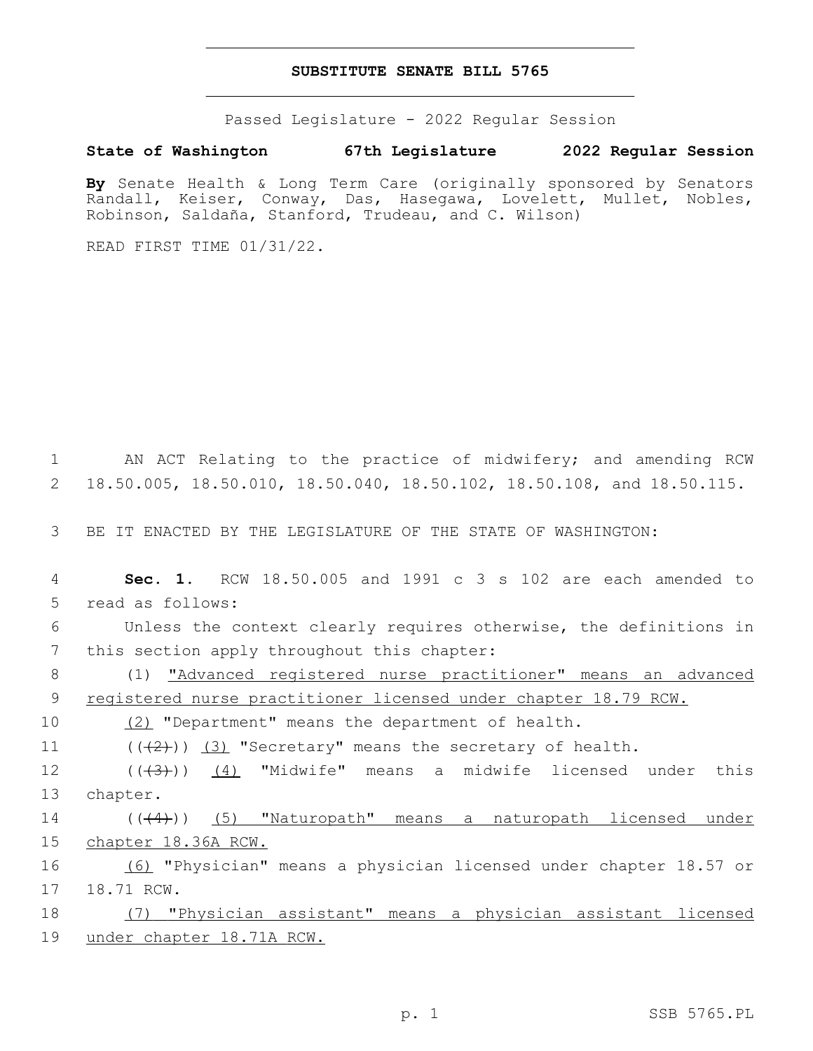# SUBSTITUTE SENATE BILL 5765

Passed Legislature - 2022 Regular Session

**State of Washington 67th Legislature 2022 Regular Session**

**By** Senate Health & Long Term Care (originally sponsored by Senators Randall, Keiser, Conway, Das, Hasegawa, Lovelett, Mullet, Nobles, Robinson, Saldaña, Stanford, Trudeau, and C. Wilson)

READ FIRST TIME 01/31/22.

1 AN ACT Relating to the practice of midwifery; and amending RCW 2 18.50.005, 18.50.010, 18.50.040, 18.50.102, 18.50.108, and 18.50.115.

3 BE IT ENACTED BY THE LEGISLATURE OF THE STATE OF WASHINGTON:

4 **Sec. 1.** RCW 18.50.005 and 1991 c 3 s 102 are each amended to 5 read as follows:

6 Unless the context clearly requires otherwise, the definitions in 7 this section apply throughout this chapter:

8 (1) <u>"Advanced registered nurse practitioner" means an advanced 9 registered nurse practitioner licensed under chapter 18.79 RCW.</u>

10 <u>(2)</u> "Department" means the department of health.

11 ((~~(2)~~)) <u>(3)</u> "Secretary" means the secretary of health.

12 ((~~(3)~~)) <u>(4)</u> "Midwife" means a midwife licensed under this 13 chapter.

14 ((~~(4)~~)) <u>(5) "Naturopath" means a naturopath licensed under 15 chapter 18.36A RCW.</u>

16 <u>(6)</u> "Physician" means a physician licensed under chapter 18.57 or 17 18.71 RCW.

18 <u>(7) "Physician assistant" means a physician assistant licensed 19 under chapter 18.71A RCW.</u>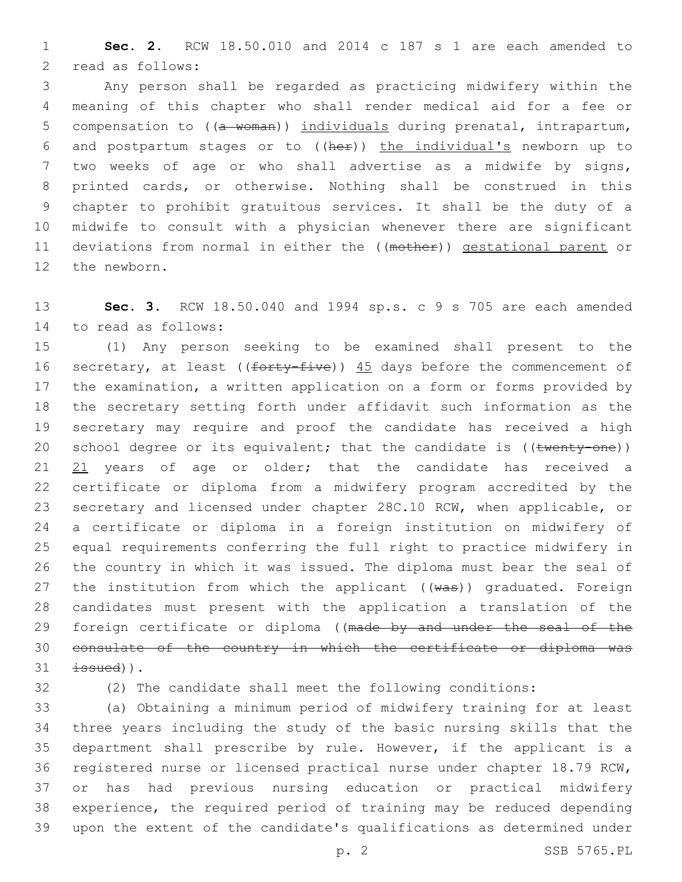**Sec. 2.** RCW 18.50.010 and 2014 c 187 s 1 are each amended to read as follows:

Any person shall be regarded as practicing midwifery within the meaning of this chapter who shall render medical aid for a fee or compensation to ((~~a woman~~)) <u>individuals</u> during prenatal, intrapartum, and postpartum stages or to ((~~her~~)) <u>the individual's</u> newborn up to two weeks of age or who shall advertise as a midwife by signs, printed cards, or otherwise. Nothing shall be construed in this chapter to prohibit gratuitous services. It shall be the duty of a midwife to consult with a physician whenever there are significant deviations from normal in either the ((~~mother~~)) <u>gestational parent</u> or the newborn.

**Sec. 3.** RCW 18.50.040 and 1994 sp.s. c 9 s 705 are each amended to read as follows:

(1) Any person seeking to be examined shall present to the secretary, at least ((~~forty-five~~)) <u>45</u> days before the commencement of the examination, a written application on a form or forms provided by the secretary setting forth under affidavit such information as the secretary may require and proof the candidate has received a high school degree or its equivalent; that the candidate is ((~~twenty-one~~)) <u>21</u> years of age or older; that the candidate has received a certificate or diploma from a midwifery program accredited by the secretary and licensed under chapter 28C.10 RCW, when applicable, or a certificate or diploma in a foreign institution on midwifery of equal requirements conferring the full right to practice midwifery in the country in which it was issued. The diploma must bear the seal of the institution from which the applicant ((~~was~~)) graduated. Foreign candidates must present with the application a translation of the foreign certificate or diploma ((~~made by and under the seal of the consulate of the country in which the certificate or diploma was issued~~)).

(2) The candidate shall meet the following conditions:

(a) Obtaining a minimum period of midwifery training for at least three years including the study of the basic nursing skills that the department shall prescribe by rule. However, if the applicant is a registered nurse or licensed practical nurse under chapter 18.79 RCW, or has had previous nursing education or practical midwifery experience, the required period of training may be reduced depending upon the extent of the candidate's qualifications as determined under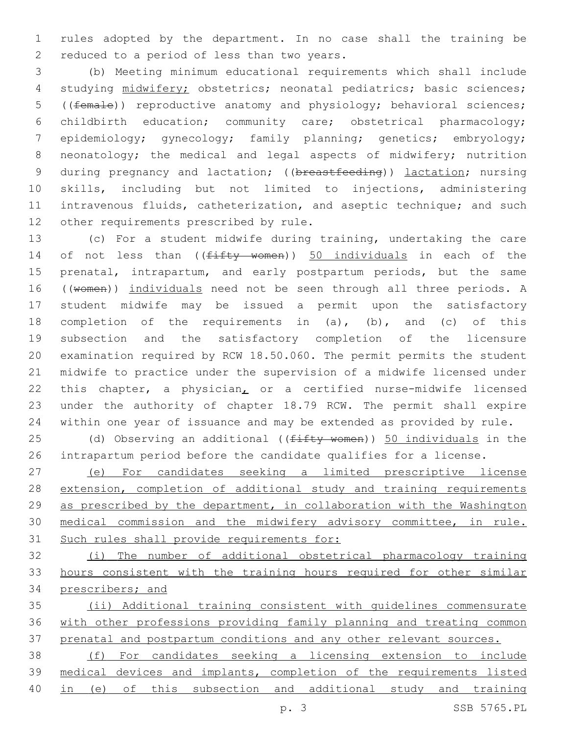rules adopted by the department. In no case shall the training be reduced to a period of less than two years.

(b) Meeting minimum educational requirements which shall include studying midwifery; obstetrics; neonatal pediatrics; basic sciences; ((female)) reproductive anatomy and physiology; behavioral sciences; childbirth education; community care; obstetrical pharmacology; epidemiology; gynecology; family planning; genetics; embryology; neonatology; the medical and legal aspects of midwifery; nutrition during pregnancy and lactation; ((breastfeeding)) lactation; nursing skills, including but not limited to injections, administering intravenous fluids, catheterization, and aseptic technique; and such other requirements prescribed by rule.

(c) For a student midwife during training, undertaking the care of not less than ((fifty women)) 50 individuals in each of the prenatal, intrapartum, and early postpartum periods, but the same ((women)) individuals need not be seen through all three periods. A student midwife may be issued a permit upon the satisfactory completion of the requirements in (a), (b), and (c) of this subsection and the satisfactory completion of the licensure examination required by RCW 18.50.060. The permit permits the student midwife to practice under the supervision of a midwife licensed under this chapter, a physician, or a certified nurse-midwife licensed under the authority of chapter 18.79 RCW. The permit shall expire within one year of issuance and may be extended as provided by rule.

(d) Observing an additional ((fifty women)) 50 individuals in the intrapartum period before the candidate qualifies for a license.

(e) For candidates seeking a limited prescriptive license extension, completion of additional study and training requirements as prescribed by the department, in collaboration with the Washington medical commission and the midwifery advisory committee, in rule. Such rules shall provide requirements for:

(i) The number of additional obstetrical pharmacology training hours consistent with the training hours required for other similar prescribers; and

(ii) Additional training consistent with guidelines commensurate with other professions providing family planning and treating common prenatal and postpartum conditions and any other relevant sources.

(f) For candidates seeking a licensing extension to include medical devices and implants, completion of the requirements listed in (e) of this subsection and additional study and training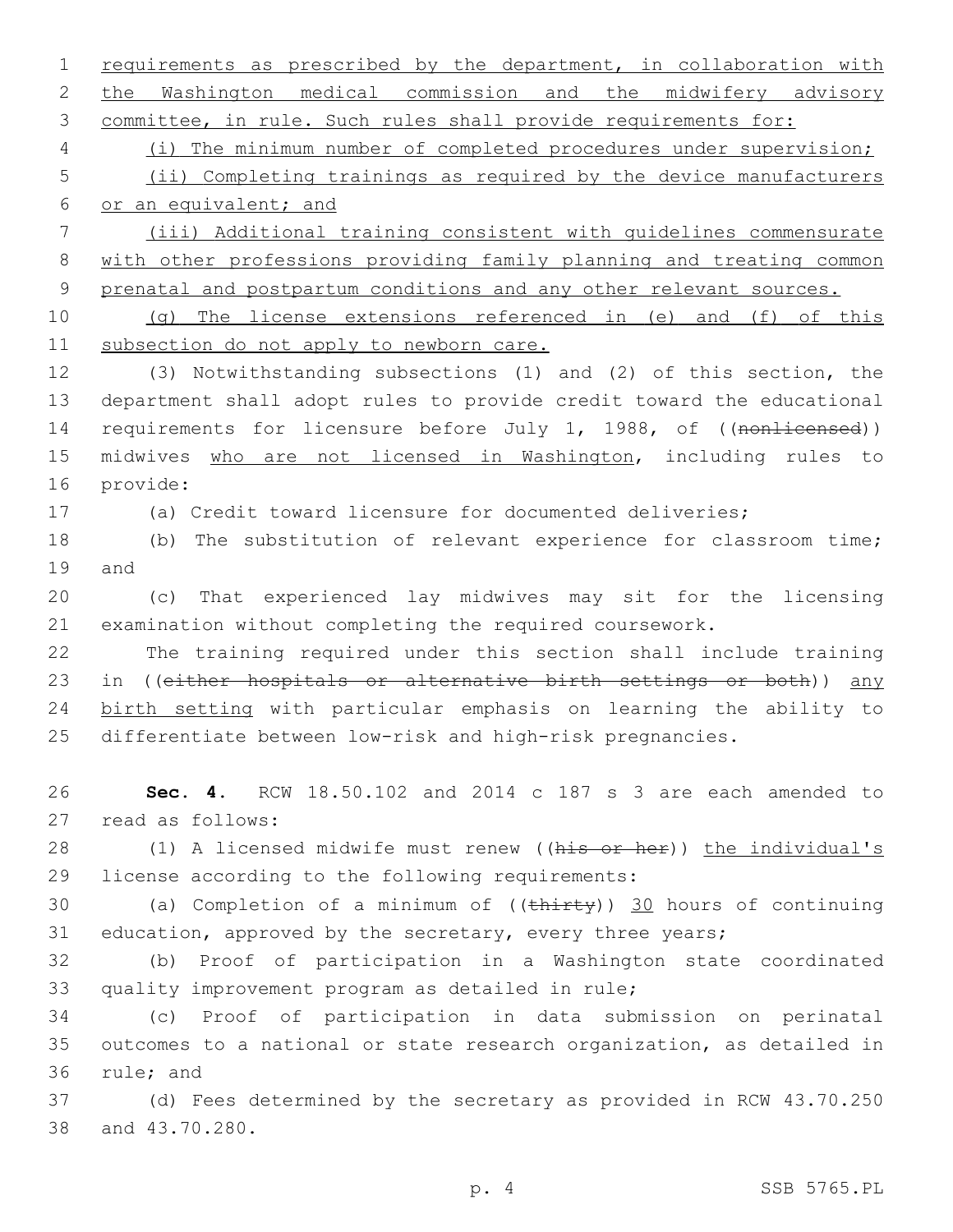requirements as prescribed by the department, in collaboration with the Washington medical commission and the midwifery advisory committee, in rule. Such rules shall provide requirements for:

(i) The minimum number of completed procedures under supervision;

(ii) Completing trainings as required by the device manufacturers or an equivalent; and

(iii) Additional training consistent with guidelines commensurate with other professions providing family planning and treating common prenatal and postpartum conditions and any other relevant sources.

(g) The license extensions referenced in (e) and (f) of this subsection do not apply to newborn care.

(3) Notwithstanding subsections (1) and (2) of this section, the department shall adopt rules to provide credit toward the educational requirements for licensure before July 1, 1988, of ((~~nonlicensed~~)) midwives who are not licensed in Washington, including rules to provide:

(a) Credit toward licensure for documented deliveries;

(b) The substitution of relevant experience for classroom time; and

(c) That experienced lay midwives may sit for the licensing examination without completing the required coursework.

The training required under this section shall include training in ((~~either hospitals or alternative birth settings or both~~)) any birth setting with particular emphasis on learning the ability to differentiate between low-risk and high-risk pregnancies.

**Sec. 4.** RCW 18.50.102 and 2014 c 187 s 3 are each amended to read as follows:

(1) A licensed midwife must renew ((~~his or her~~)) the individual's license according to the following requirements:

(a) Completion of a minimum of ((~~thirty~~)) 30 hours of continuing education, approved by the secretary, every three years;

(b) Proof of participation in a Washington state coordinated quality improvement program as detailed in rule;

(c) Proof of participation in data submission on perinatal outcomes to a national or state research organization, as detailed in rule; and

(d) Fees determined by the secretary as provided in RCW 43.70.250 and 43.70.280.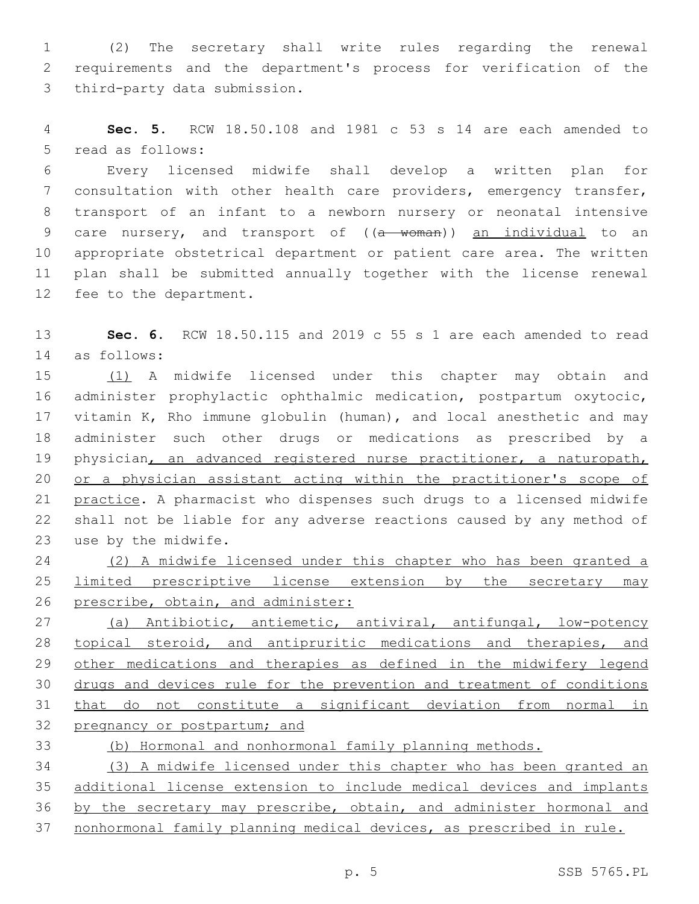(2) The secretary shall write rules regarding the renewal requirements and the department's process for verification of the third-party data submission.

**Sec. 5.** RCW 18.50.108 and 1981 c 53 s 14 are each amended to read as follows:

Every licensed midwife shall develop a written plan for consultation with other health care providers, emergency transfer, transport of an infant to a newborn nursery or neonatal intensive care nursery, and transport of ((~~a woman~~)) an individual to an appropriate obstetrical department or patient care area. The written plan shall be submitted annually together with the license renewal fee to the department.

**Sec. 6.** RCW 18.50.115 and 2019 c 55 s 1 are each amended to read as follows:

(1) A midwife licensed under this chapter may obtain and administer prophylactic ophthalmic medication, postpartum oxytocic, vitamin K, Rho immune globulin (human), and local anesthetic and may administer such other drugs or medications as prescribed by a physician, an advanced registered nurse practitioner, a naturopath, or a physician assistant acting within the practitioner's scope of practice. A pharmacist who dispenses such drugs to a licensed midwife shall not be liable for any adverse reactions caused by any method of use by the midwife.

(2) A midwife licensed under this chapter who has been granted a limited prescriptive license extension by the secretary may prescribe, obtain, and administer:

(a) Antibiotic, antiemetic, antiviral, antifungal, low-potency topical steroid, and antipruritic medications and therapies, and other medications and therapies as defined in the midwifery legend drugs and devices rule for the prevention and treatment of conditions that do not constitute a significant deviation from normal in pregnancy or postpartum; and

(b) Hormonal and nonhormonal family planning methods.

(3) A midwife licensed under this chapter who has been granted an additional license extension to include medical devices and implants by the secretary may prescribe, obtain, and administer hormonal and nonhormonal family planning medical devices, as prescribed in rule.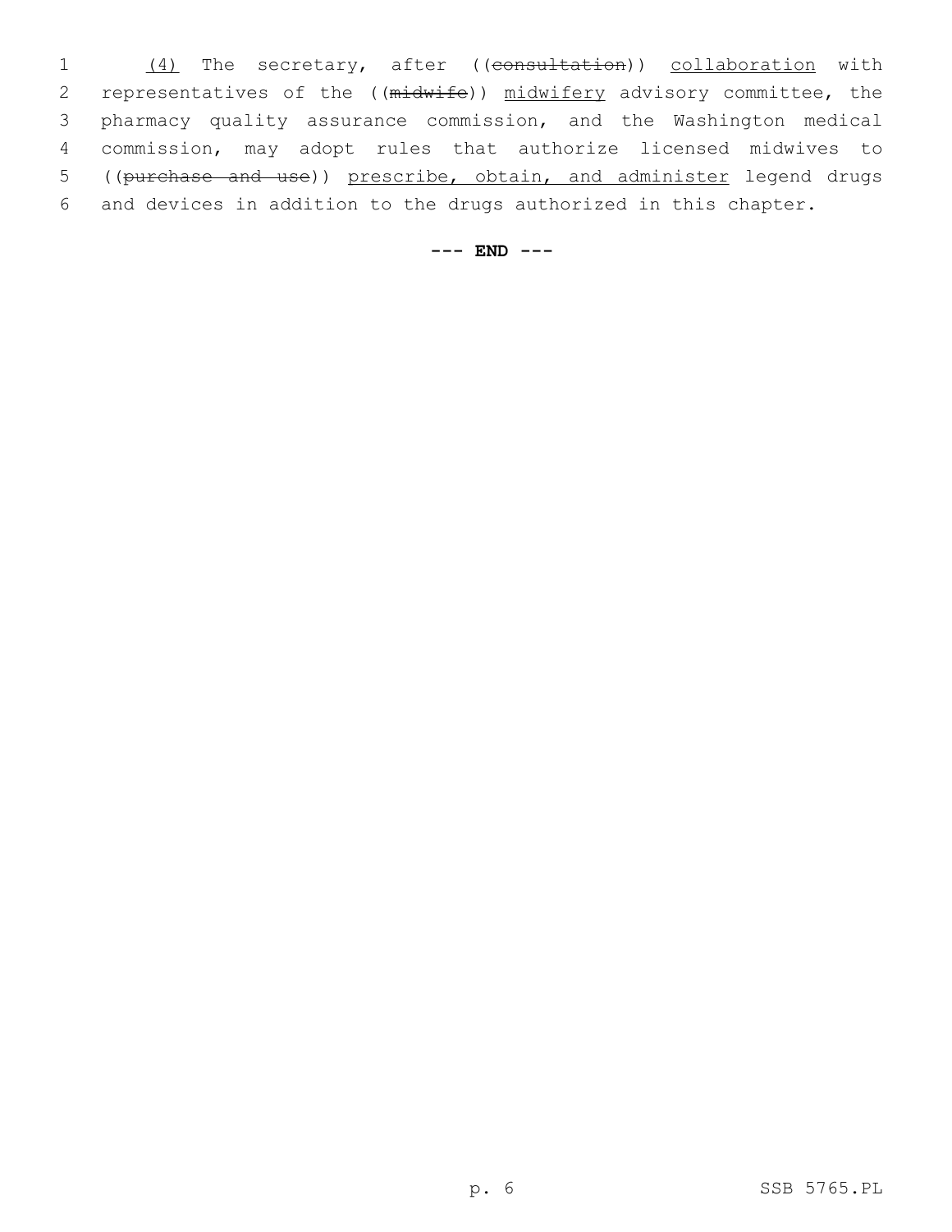(4) The secretary, after ((~~consultation~~)) collaboration with representatives of the ((~~midwife~~)) midwifery advisory committee, the pharmacy quality assurance commission, and the Washington medical commission, may adopt rules that authorize licensed midwives to ((~~purchase and use~~)) prescribe, obtain, and administer legend drugs and devices in addition to the drugs authorized in this chapter.

**--- END ---**